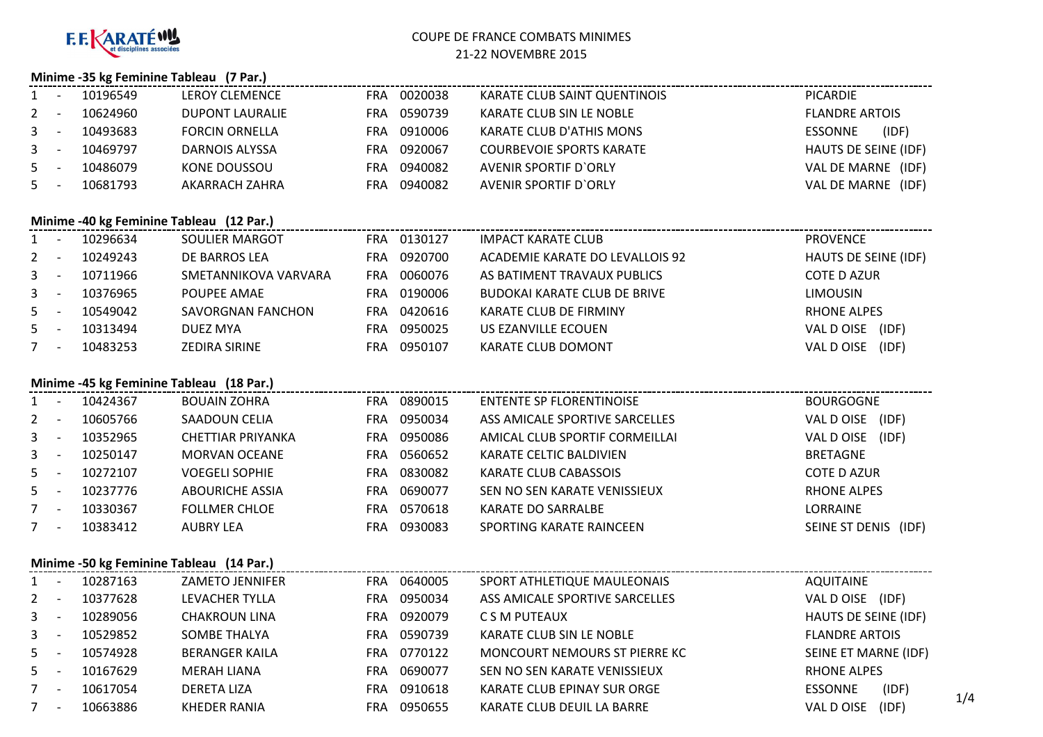F.F.KARATÉ et disciplines associées

# COUPE DE FRANCE COMBATS MINIMES
21-22 NOVEMBRE 2015

## Minime -35 kg Feminine Tableau (7 Par.)

| Rang | Licence | Nom | Nat. | Club N° | Club | Ligue |
|---|---|---|---|---|---|---|
| 1 - | 10196549 | LEROY CLEMENCE | FRA | 0020038 | KARATE CLUB SAINT QUENTINOIS | PICARDIE |
| 2 - | 10624960 | DUPONT LAURALIE | FRA | 0590739 | KARATE CLUB SIN LE NOBLE | FLANDRE ARTOIS |
| 3 - | 10493683 | FORCIN ORNELLA | FRA | 0910006 | KARATE CLUB D'ATHIS MONS | ESSONNE (IDF) |
| 3 - | 10469797 | DARNOIS ALYSSA | FRA | 0920067 | COURBEVOIE SPORTS KARATE | HAUTS DE SEINE (IDF) |
| 5 - | 10486079 | KONE DOUSSOU | FRA | 0940082 | AVENIR SPORTIF D`ORLY | VAL DE MARNE (IDF) |
| 5 - | 10681793 | AKARRACH ZAHRA | FRA | 0940082 | AVENIR SPORTIF D`ORLY | VAL DE MARNE (IDF) |

## Minime -40 kg Feminine Tableau (12 Par.)

| Rang | Licence | Nom | Nat. | Club N° | Club | Ligue |
|---|---|---|---|---|---|---|
| 1 - | 10296634 | SOULIER MARGOT | FRA | 0130127 | IMPACT KARATE CLUB | PROVENCE |
| 2 - | 10249243 | DE BARROS LEA | FRA | 0920700 | ACADEMIE KARATE DO LEVALLOIS 92 | HAUTS DE SEINE (IDF) |
| 3 - | 10711966 | SMETANNIKOVA VARVARA | FRA | 0060076 | AS BATIMENT TRAVAUX PUBLICS | COTE D AZUR |
| 3 - | 10376965 | POUPEE AMAE | FRA | 0190006 | BUDOKAI KARATE CLUB DE BRIVE | LIMOUSIN |
| 5 - | 10549042 | SAVORGNAN FANCHON | FRA | 0420616 | KARATE CLUB DE FIRMINY | RHONE ALPES |
| 5 - | 10313494 | DUEZ MYA | FRA | 0950025 | US EZANVILLE ECOUEN | VAL D OISE (IDF) |
| 7 - | 10483253 | ZEDIRA SIRINE | FRA | 0950107 | KARATE CLUB DOMONT | VAL D OISE (IDF) |

## Minime -45 kg Feminine Tableau (18 Par.)

| Rang | Licence | Nom | Nat. | Club N° | Club | Ligue |
|---|---|---|---|---|---|---|
| 1 - | 10424367 | BOUAIN ZOHRA | FRA | 0890015 | ENTENTE SP FLORENTINOISE | BOURGOGNE |
| 2 - | 10605766 | SAADOUN CELIA | FRA | 0950034 | ASS AMICALE SPORTIVE SARCELLES | VAL D OISE (IDF) |
| 3 - | 10352965 | CHETTIAR PRIYANKA | FRA | 0950086 | AMICAL CLUB SPORTIF CORMEILLAI | VAL D OISE (IDF) |
| 3 - | 10250147 | MORVAN OCEANE | FRA | 0560652 | KARATE CELTIC BALDIVIEN | BRETAGNE |
| 5 - | 10272107 | VOEGELI SOPHIE | FRA | 0830082 | KARATE CLUB CABASSOIS | COTE D AZUR |
| 5 - | 10237776 | ABOURICHE ASSIA | FRA | 0690077 | SEN NO SEN KARATE VENISSIEUX | RHONE ALPES |
| 7 - | 10330367 | FOLLMER CHLOE | FRA | 0570618 | KARATE DO SARRALBE | LORRAINE |
| 7 - | 10383412 | AUBRY LEA | FRA | 0930083 | SPORTING KARATE RAINCEEN | SEINE ST DENIS (IDF) |

## Minime -50 kg Feminine Tableau (14 Par.)

| Rang | Licence | Nom | Nat. | Club N° | Club | Ligue |
|---|---|---|---|---|---|---|
| 1 - | 10287163 | ZAMETO JENNIFER | FRA | 0640005 | SPORT ATHLETIQUE MAULEONAIS | AQUITAINE |
| 2 - | 10377628 | LEVACHER TYLLA | FRA | 0950034 | ASS AMICALE SPORTIVE SARCELLES | VAL D OISE (IDF) |
| 3 - | 10289056 | CHAKROUN LINA | FRA | 0920079 | C S M PUTEAUX | HAUTS DE SEINE (IDF) |
| 3 - | 10529852 | SOMBE THALYA | FRA | 0590739 | KARATE CLUB SIN LE NOBLE | FLANDRE ARTOIS |
| 5 - | 10574928 | BERANGER KAILA | FRA | 0770122 | MONCOURT NEMOURS ST PIERRE KC | SEINE ET MARNE (IDF) |
| 5 - | 10167629 | MERAH LIANA | FRA | 0690077 | SEN NO SEN KARATE VENISSIEUX | RHONE ALPES |
| 7 - | 10617054 | DERETA LIZA | FRA | 0910618 | KARATE CLUB EPINAY SUR ORGE | ESSONNE (IDF) |
| 7 - | 10663886 | KHEDER RANIA | FRA | 0950655 | KARATE CLUB DEUIL LA BARRE | VAL D OISE (IDF) |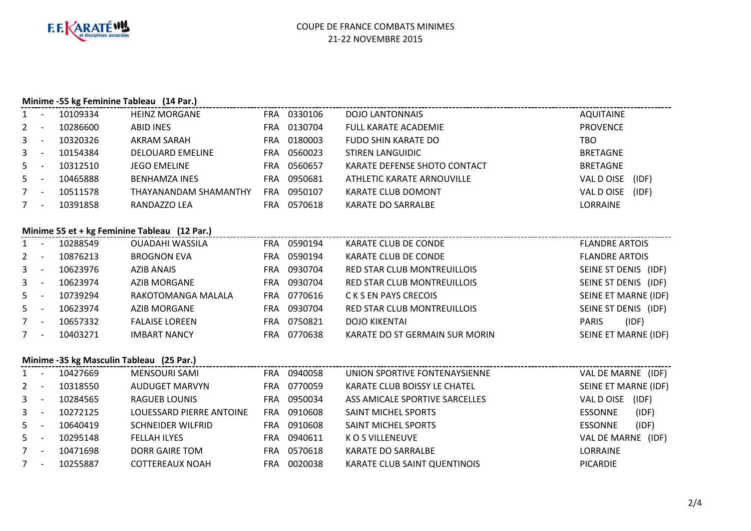F.F. KARATÉ et disciplines associées

COUPE DE FRANCE COMBATS MINIMES
21-22 NOVEMBRE 2015

### Minime -55 kg Feminine Tableau (14 Par.)

| | | | | | | | |
|---|---|---|---|---|---|---|---|
| 1 | - | 10109334 | HEINZ MORGANE | FRA | 0330106 | DOJO LANTONNAIS | AQUITAINE |
| 2 | - | 10286600 | ABID INES | FRA | 0130704 | FULL KARATE ACADEMIE | PROVENCE |
| 3 | - | 10320326 | AKRAM SARAH | FRA | 0180003 | FUDO SHIN KARATE DO | TBO |
| 3 | - | 10154384 | DELOUARD EMELINE | FRA | 0560023 | STIREN LANGUIDIC | BRETAGNE |
| 5 | - | 10312510 | JEGO EMELINE | FRA | 0560657 | KARATE DEFENSE SHOTO CONTACT | BRETAGNE |
| 5 | - | 10465888 | BENHAMZA INES | FRA | 0950681 | ATHLETIC KARATE ARNOUVILLE | VAL D OISE (IDF) |
| 7 | - | 10511578 | THAYANANDAM SHAMANTHY | FRA | 0950107 | KARATE CLUB DOMONT | VAL D OISE (IDF) |
| 7 | - | 10391858 | RANDAZZO LEA | FRA | 0570618 | KARATE DO SARRALBE | LORRAINE |

### Minime 55 et + kg Feminine Tableau (12 Par.)

| | | | | | | | |
|---|---|---|---|---|---|---|---|
| 1 | - | 10288549 | OUADAHI WASSILA | FRA | 0590194 | KARATE CLUB DE CONDE | FLANDRE ARTOIS |
| 2 | - | 10876213 | BROGNON EVA | FRA | 0590194 | KARATE CLUB DE CONDE | FLANDRE ARTOIS |
| 3 | - | 10623976 | AZIB ANAIS | FRA | 0930704 | RED STAR CLUB MONTREUILLOIS | SEINE ST DENIS (IDF) |
| 3 | - | 10623974 | AZIB MORGANE | FRA | 0930704 | RED STAR CLUB MONTREUILLOIS | SEINE ST DENIS (IDF) |
| 5 | - | 10739294 | RAKOTOMANGA MALALA | FRA | 0770616 | C K S EN PAYS CRECOIS | SEINE ET MARNE (IDF) |
| 5 | - | 10623974 | AZIB MORGANE | FRA | 0930704 | RED STAR CLUB MONTREUILLOIS | SEINE ST DENIS (IDF) |
| 7 | - | 10657332 | FALAISE LOREEN | FRA | 0750821 | DOJO KIKENTAI | PARIS (IDF) |
| 7 | - | 10403271 | IMBART NANCY | FRA | 0770638 | KARATE DO ST GERMAIN SUR MORIN | SEINE ET MARNE (IDF) |

### Minime -35 kg Masculin Tableau (25 Par.)

| | | | | | | | |
|---|---|---|---|---|---|---|---|
| 1 | - | 10427669 | MENSOURI SAMI | FRA | 0940058 | UNION SPORTIVE FONTENAYSIENNE | VAL DE MARNE (IDF) |
| 2 | - | 10318550 | AUDUGET MARVYN | FRA | 0770059 | KARATE CLUB BOISSY LE CHATEL | SEINE ET MARNE (IDF) |
| 3 | - | 10284565 | RAGUEB LOUNIS | FRA | 0950034 | ASS AMICALE SPORTIVE SARCELLES | VAL D OISE (IDF) |
| 3 | - | 10272125 | LOUESSARD PIERRE ANTOINE | FRA | 0910608 | SAINT MICHEL SPORTS | ESSONNE (IDF) |
| 5 | - | 10640419 | SCHNEIDER WILFRID | FRA | 0910608 | SAINT MICHEL SPORTS | ESSONNE (IDF) |
| 5 | - | 10295148 | FELLAH ILYES | FRA | 0940611 | K O S VILLENEUVE | VAL DE MARNE (IDF) |
| 7 | - | 10471698 | DORR GAIRE TOM | FRA | 0570618 | KARATE DO SARRALBE | LORRAINE |
| 7 | - | 10255887 | COTTEREAUX NOAH | FRA | 0020038 | KARATE CLUB SAINT QUENTINOIS | PICARDIE |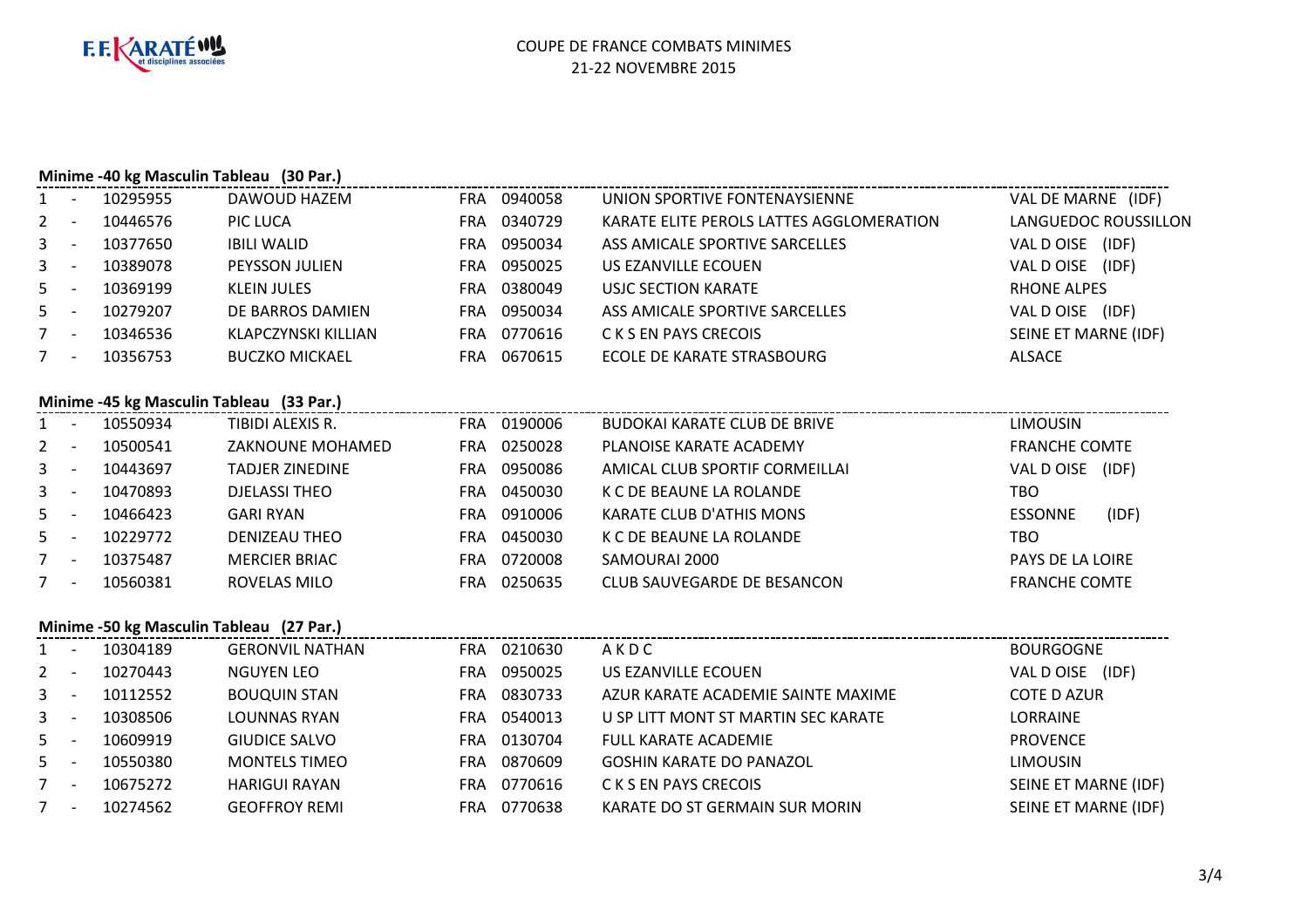F.F. KARATÉ et disciplines associées

COUPE DE FRANCE COMBATS MINIMES
21-22 NOVEMBRE 2015

### Minime -40 kg Masculin Tableau (30 Par.)

| Rang | | Licence | Nom | Pays | Club N° | Club | Ligue |
|---|---|---|---|---|---|---|---|
| 1 | - | 10295955 | DAWOUD HAZEM | FRA | 0940058 | UNION SPORTIVE FONTENAYSIENNE | VAL DE MARNE (IDF) |
| 2 | - | 10446576 | PIC LUCA | FRA | 0340729 | KARATE ELITE PEROLS LATTES AGGLOMERATION | LANGUEDOC ROUSSILLON |
| 3 | - | 10377650 | IBILI WALID | FRA | 0950034 | ASS AMICALE SPORTIVE SARCELLES | VAL D OISE (IDF) |
| 3 | - | 10389078 | PEYSSON JULIEN | FRA | 0950025 | US EZANVILLE ECOUEN | VAL D OISE (IDF) |
| 5 | - | 10369199 | KLEIN JULES | FRA | 0380049 | USJC SECTION KARATE | RHONE ALPES |
| 5 | - | 10279207 | DE BARROS DAMIEN | FRA | 0950034 | ASS AMICALE SPORTIVE SARCELLES | VAL D OISE (IDF) |
| 7 | - | 10346536 | KLAPCZYNSKI KILLIAN | FRA | 0770616 | C K S EN PAYS CRECOIS | SEINE ET MARNE (IDF) |
| 7 | - | 10356753 | BUCZKO MICKAEL | FRA | 0670615 | ECOLE DE KARATE STRASBOURG | ALSACE |

### Minime -45 kg Masculin Tableau (33 Par.)

| Rang | | Licence | Nom | Pays | Club N° | Club | Ligue |
|---|---|---|---|---|---|---|---|
| 1 | - | 10550934 | TIBIDI ALEXIS R. | FRA | 0190006 | BUDOKAI KARATE CLUB DE BRIVE | LIMOUSIN |
| 2 | - | 10500541 | ZAKNOUNE MOHAMED | FRA | 0250028 | PLANOISE KARATE ACADEMY | FRANCHE COMTE |
| 3 | - | 10443697 | TADJER ZINEDINE | FRA | 0950086 | AMICAL CLUB SPORTIF CORMEILLAI | VAL D OISE (IDF) |
| 3 | - | 10470893 | DJELASSI THEO | FRA | 0450030 | K C DE BEAUNE LA ROLANDE | TBO |
| 5 | - | 10466423 | GARI RYAN | FRA | 0910006 | KARATE CLUB D'ATHIS MONS | ESSONNE (IDF) |
| 5 | - | 10229772 | DENIZEAU THEO | FRA | 0450030 | K C DE BEAUNE LA ROLANDE | TBO |
| 7 | - | 10375487 | MERCIER BRIAC | FRA | 0720008 | SAMOURAI 2000 | PAYS DE LA LOIRE |
| 7 | - | 10560381 | ROVELAS MILO | FRA | 0250635 | CLUB SAUVEGARDE DE BESANCON | FRANCHE COMTE |

### Minime -50 kg Masculin Tableau (27 Par.)

| Rang | | Licence | Nom | Pays | Club N° | Club | Ligue |
|---|---|---|---|---|---|---|---|
| 1 | - | 10304189 | GERONVIL NATHAN | FRA | 0210630 | A K D C | BOURGOGNE |
| 2 | - | 10270443 | NGUYEN LEO | FRA | 0950025 | US EZANVILLE ECOUEN | VAL D OISE (IDF) |
| 3 | - | 10112552 | BOUQUIN STAN | FRA | 0830733 | AZUR KARATE ACADEMIE SAINTE MAXIME | COTE D AZUR |
| 3 | - | 10308506 | LOUNNAS RYAN | FRA | 0540013 | U SP LITT MONT ST MARTIN SEC KARATE | LORRAINE |
| 5 | - | 10609919 | GIUDICE SALVO | FRA | 0130704 | FULL KARATE ACADEMIE | PROVENCE |
| 5 | - | 10550380 | MONTELS TIMEO | FRA | 0870609 | GOSHIN KARATE DO PANAZOL | LIMOUSIN |
| 7 | - | 10675272 | HARIGUI RAYAN | FRA | 0770616 | C K S EN PAYS CRECOIS | SEINE ET MARNE (IDF) |
| 7 | - | 10274562 | GEOFFROY REMI | FRA | 0770638 | KARATE DO ST GERMAIN SUR MORIN | SEINE ET MARNE (IDF) |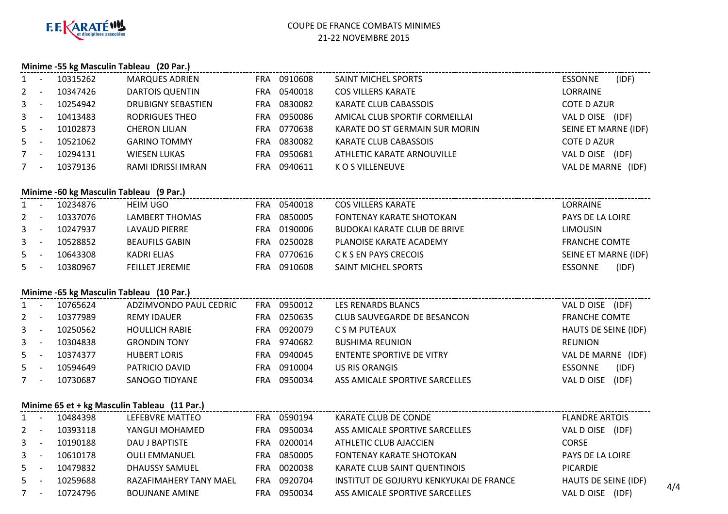COUPE DE FRANCE COMBATS MINIMES

21-22 NOVEMBRE 2015

**Minime -55 kg Masculin Tableau (20 Par.)**

| | | | | | | | |
|---|---|---|---|---|---|---|---|
| 1 | - | 10315262 | MARQUES ADRIEN | FRA | 0910608 | SAINT MICHEL SPORTS | ESSONNE (IDF) |
| 2 | - | 10347426 | DARTOIS QUENTIN | FRA | 0540018 | COS VILLERS KARATE | LORRAINE |
| 3 | - | 10254942 | DRUBIGNY SEBASTIEN | FRA | 0830082 | KARATE CLUB CABASSOIS | COTE D AZUR |
| 3 | - | 10413483 | RODRIGUES THEO | FRA | 0950086 | AMICAL CLUB SPORTIF CORMEILLAI | VAL D OISE (IDF) |
| 5 | - | 10102873 | CHERON LILIAN | FRA | 0770638 | KARATE DO ST GERMAIN SUR MORIN | SEINE ET MARNE (IDF) |
| 5 | - | 10521062 | GARINO TOMMY | FRA | 0830082 | KARATE CLUB CABASSOIS | COTE D AZUR |
| 7 | - | 10294131 | WIESEN LUKAS | FRA | 0950681 | ATHLETIC KARATE ARNOUVILLE | VAL D OISE (IDF) |
| 7 | - | 10379136 | RAMI IDRISSI IMRAN | FRA | 0940611 | K O S VILLENEUVE | VAL DE MARNE (IDF) |

**Minime -60 kg Masculin Tableau (9 Par.)**

| | | | | | | | |
|---|---|---|---|---|---|---|---|
| 1 | - | 10234876 | HEIM UGO | FRA | 0540018 | COS VILLERS KARATE | LORRAINE |
| 2 | - | 10337076 | LAMBERT THOMAS | FRA | 0850005 | FONTENAY KARATE SHOTOKAN | PAYS DE LA LOIRE |
| 3 | - | 10247937 | LAVAUD PIERRE | FRA | 0190006 | BUDOKAI KARATE CLUB DE BRIVE | LIMOUSIN |
| 3 | - | 10528852 | BEAUFILS GABIN | FRA | 0250028 | PLANOISE KARATE ACADEMY | FRANCHE COMTE |
| 5 | - | 10643308 | KADRI ELIAS | FRA | 0770616 | C K S EN PAYS CRECOIS | SEINE ET MARNE (IDF) |
| 5 | - | 10380967 | FEILLET JEREMIE | FRA | 0910608 | SAINT MICHEL SPORTS | ESSONNE (IDF) |

**Minime -65 kg Masculin Tableau (10 Par.)**

| | | | | | | | |
|---|---|---|---|---|---|---|---|
| 1 | - | 10765624 | ADZIMVONDO PAUL CEDRIC | FRA | 0950012 | LES RENARDS BLANCS | VAL D OISE (IDF) |
| 2 | - | 10377989 | REMY IDAUER | FRA | 0250635 | CLUB SAUVEGARDE DE BESANCON | FRANCHE COMTE |
| 3 | - | 10250562 | HOULLICH RABIE | FRA | 0920079 | C S M PUTEAUX | HAUTS DE SEINE (IDF) |
| 3 | - | 10304838 | GRONDIN TONY | FRA | 9740682 | BUSHIMA REUNION | REUNION |
| 5 | - | 10374377 | HUBERT LORIS | FRA | 0940045 | ENTENTE SPORTIVE DE VITRY | VAL DE MARNE (IDF) |
| 5 | - | 10594649 | PATRICIO DAVID | FRA | 0910004 | US RIS ORANGIS | ESSONNE (IDF) |
| 7 | - | 10730687 | SANOGO TIDYANE | FRA | 0950034 | ASS AMICALE SPORTIVE SARCELLES | VAL D OISE (IDF) |

**Minime 65 et + kg Masculin Tableau (11 Par.)**

| | | | | | | | |
|---|---|---|---|---|---|---|---|
| 1 | - | 10484398 | LEFEBVRE MATTEO | FRA | 0590194 | KARATE CLUB DE CONDE | FLANDRE ARTOIS |
| 2 | - | 10393118 | YANGUI MOHAMED | FRA | 0950034 | ASS AMICALE SPORTIVE SARCELLES | VAL D OISE (IDF) |
| 3 | - | 10190188 | DAU J BAPTISTE | FRA | 0200014 | ATHLETIC CLUB AJACCIEN | CORSE |
| 3 | - | 10610178 | OULI EMMANUEL | FRA | 0850005 | FONTENAY KARATE SHOTOKAN | PAYS DE LA LOIRE |
| 5 | - | 10479832 | DHAUSSY SAMUEL | FRA | 0020038 | KARATE CLUB SAINT QUENTINOIS | PICARDIE |
| 5 | - | 10259688 | RAZAFIMAHERY TANY MAEL | FRA | 0920704 | INSTITUT DE GOJURYU KENKYUKAI DE FRANCE | HAUTS DE SEINE (IDF) |
| 7 | - | 10724796 | BOUJNANE AMINE | FRA | 0950034 | ASS AMICALE SPORTIVE SARCELLES | VAL D OISE (IDF) |